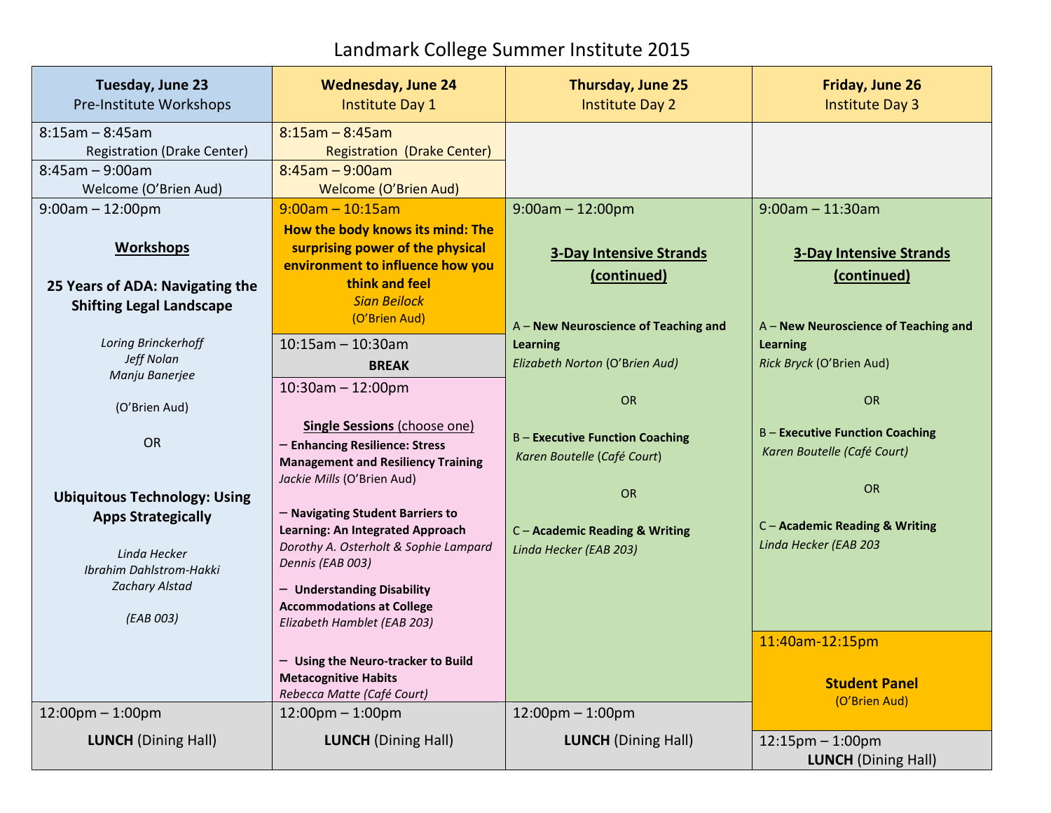# Landmark College Summer Institute 2015

| **Tuesday, June 23**<br>Pre-Institute Workshops | **Wednesday, June 24**<br>Institute Day 1 | **Thursday, June 25**<br>Institute Day 2 | **Friday, June 26**<br>Institute Day 3 |
|---|---|---|---|
| 8:15am – 8:45am<br>Registration (Drake Center) | 8:15am – 8:45am<br>Registration (Drake Center) | | |
| 8:45am – 9:00am<br>Welcome (O'Brien Aud) | 8:45am – 9:00am<br>Welcome (O'Brien Aud) | | |
| 9:00am – 12:00pm<br><br>**Workshops**<br><br>**25 Years of ADA: Navigating the Shifting Legal Landscape**<br><br>*Loring Brinckerhoff*<br>*Jeff Nolan*<br>*Manju Banerjee*<br><br>(O'Brien Aud)<br><br>OR<br><br>**Ubiquitous Technology: Using Apps Strategically**<br><br>*Linda Hecker*<br>*Ibrahim Dahlstrom-Hakki*<br>*Zachary Alstad*<br><br>*(EAB 003)* | 9:00am – 10:15am<br>**How the body knows its mind: The surprising power of the physical environment to influence how you think and feel**<br>*Sian Beilock*<br>(O'Brien Aud)<br><br>10:15am – 10:30am<br>**BREAK**<br><br>10:30am – 12:00pm<br><br>**Single Sessions** (choose one)<br>– **Enhancing Resilience: Stress Management and Resiliency Training**<br>*Jackie Mills* (O'Brien Aud)<br><br>– **Navigating Student Barriers to Learning: An Integrated Approach**<br>*Dorothy A. Osterholt & Sophie Lampard Dennis (EAB 003)*<br><br>– **Understanding Disability Accommodations at College**<br>*Elizabeth Hamblet (EAB 203)*<br><br>– **Using the Neuro-tracker to Build Metacognitive Habits**<br>*Rebecca Matte (Café Court)* | 9:00am – 12:00pm<br><br>**3-Day Intensive Strands (continued)**<br><br>A – **New Neuroscience of Teaching and Learning**<br>*Elizabeth Norton* (O'Brien Aud)<br><br>OR<br><br>B – **Executive Function Coaching**<br>*Karen Boutelle* (*Café Court*)<br><br>OR<br><br>C – **Academic Reading & Writing**<br>*Linda Hecker (EAB 203)* | 9:00am – 11:30am<br><br>**3-Day Intensive Strands (continued)**<br><br>A – **New Neuroscience of Teaching and Learning**<br>*Rick Bryck* (O'Brien Aud)<br><br>OR<br><br>B – **Executive Function Coaching**<br>*Karen Boutelle (Café Court)*<br><br>OR<br><br>C – **Academic Reading & Writing**<br>*Linda Hecker (EAB 203*<br><br>11:40am-12:15pm<br><br>**Student Panel**<br>(O'Brien Aud) |
| 12:00pm – 1:00pm<br>**LUNCH** (Dining Hall) | 12:00pm – 1:00pm<br>**LUNCH** (Dining Hall) | 12:00pm – 1:00pm<br>**LUNCH** (Dining Hall) | 12:15pm – 1:00pm<br>**LUNCH** (Dining Hall) |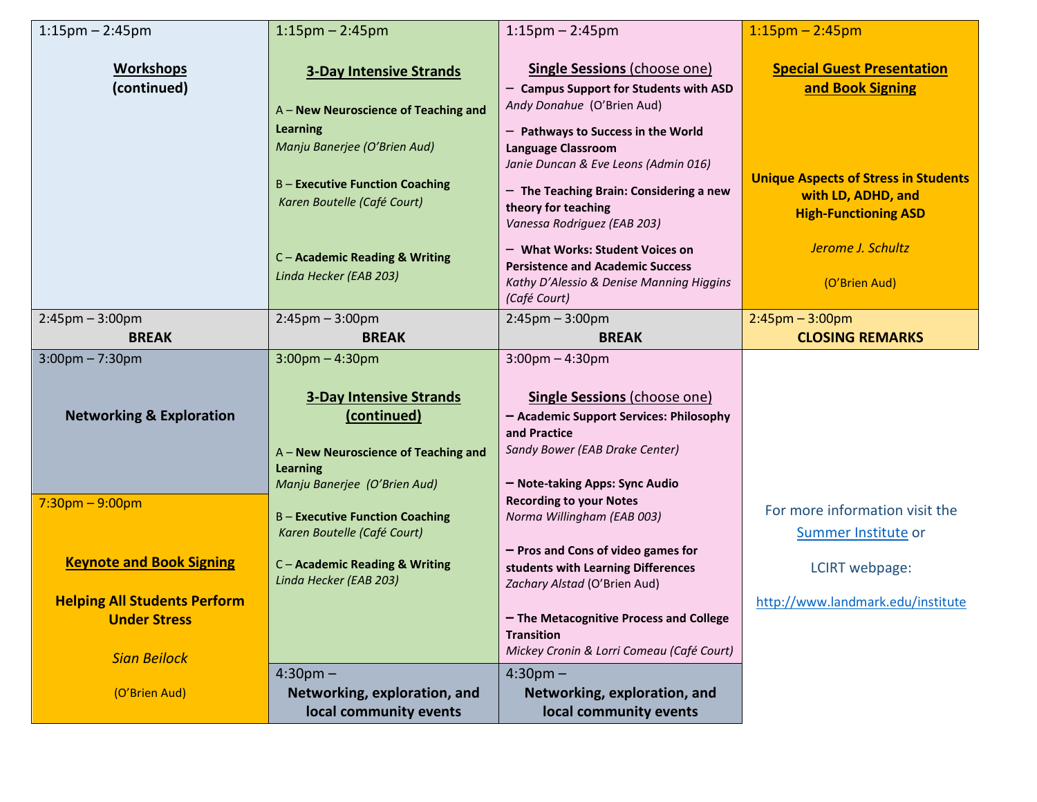| | | | |
|---|---|---|---|
| 1:15pm – 2:45pm<br><br>**Workshops (continued)** | 1:15pm – 2:45pm<br><br>**3-Day Intensive Strands**<br><br>A – **New Neuroscience of Teaching and Learning**<br>*Manju Banerjee (O'Brien Aud)*<br><br>B – **Executive Function Coaching**<br>*Karen Boutelle (Café Court)*<br><br>C – **Academic Reading & Writing**<br>*Linda Hecker (EAB 203)* | 1:15pm – 2:45pm<br><br>**Single Sessions** (choose one)<br>– **Campus Support for Students with ASD**<br>*Andy Donahue* (O'Brien Aud)<br><br>– **Pathways to Success in the World Language Classroom**<br>*Janie Duncan & Eve Leons (Admin 016)*<br><br>– **The Teaching Brain: Considering a new theory for teaching**<br>*Vanessa Rodriguez (EAB 203)*<br><br>– **What Works: Student Voices on Persistence and Academic Success**<br>*Kathy D'Alessio & Denise Manning Higgins (Café Court)* | 1:15pm – 2:45pm<br><br>**Special Guest Presentation and Book Signing**<br><br>**Unique Aspects of Stress in Students with LD, ADHD, and High-Functioning ASD**<br><br>*Jerome J. Schultz*<br><br>(O'Brien Aud) |
| 2:45pm – 3:00pm<br>**BREAK** | 2:45pm – 3:00pm<br>**BREAK** | 2:45pm – 3:00pm<br>**BREAK** | 2:45pm – 3:00pm<br>**CLOSING REMARKS** |
| 3:00pm – 7:30pm<br><br>**Networking & Exploration**<br><br>7:30pm – 9:00pm<br><br>**Keynote and Book Signing**<br><br>**Helping All Students Perform Under Stress**<br><br>*Sian Beilock*<br><br>(O'Brien Aud) | 3:00pm – 4:30pm<br><br>**3-Day Intensive Strands (continued)**<br><br>A – **New Neuroscience of Teaching and Learning**<br>*Manju Banerjee (O'Brien Aud)*<br><br>B – **Executive Function Coaching**<br>*Karen Boutelle (Café Court)*<br><br>C – **Academic Reading & Writing**<br>*Linda Hecker (EAB 203)*<br><br>4:30pm –<br>**Networking, exploration, and local community events** | 3:00pm – 4:30pm<br><br>**Single Sessions** (choose one)<br>– **Academic Support Services: Philosophy and Practice**<br>*Sandy Bower (EAB Drake Center)*<br><br>– **Note-taking Apps: Sync Audio Recording to your Notes**<br>*Norma Willingham (EAB 003)*<br><br>– **Pros and Cons of video games for students with Learning Differences**<br>*Zachary Alstad* (O'Brien Aud)<br><br>– **The Metacognitive Process and College Transition**<br>*Mickey Cronin & Lorri Comeau (Café Court)*<br><br>4:30pm –<br>**Networking, exploration, and local community events** | For more information visit the Summer Institute or<br><br>LCIRT webpage:<br><br>http://www.landmark.edu/institute |